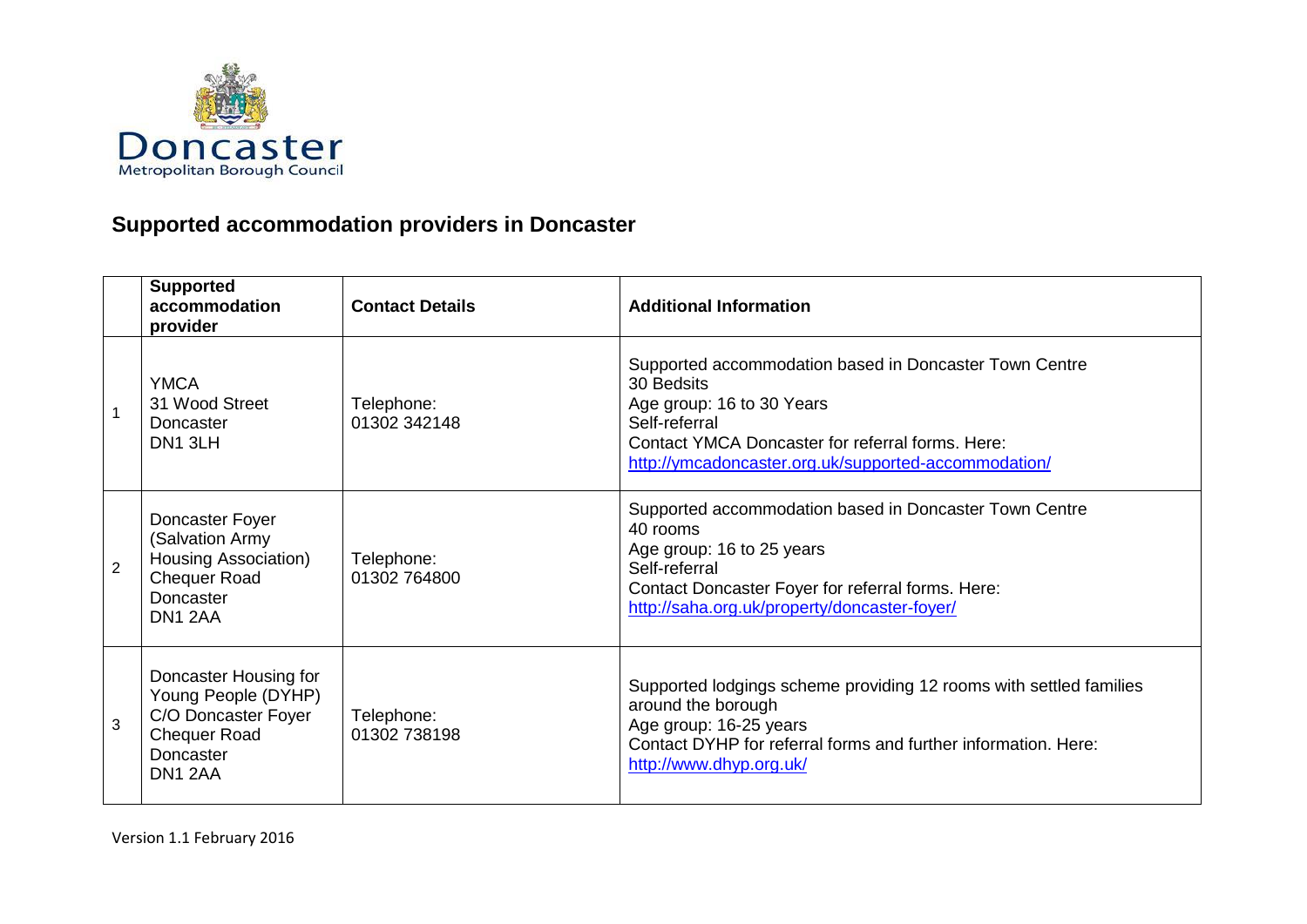Doncaster
Metropolitan Borough Council

## Supported accommodation providers in Doncaster

| | Supported accommodation provider | Contact Details | Additional Information |
|---|---|---|---|
| 1 | YMCA<br>31 Wood Street<br>Doncaster<br>DN1 3LH | Telephone:<br>01302 342148 | Supported accommodation based in Doncaster Town Centre<br>30 Bedsits<br>Age group: 16 to 30 Years<br>Self-referral<br>Contact YMCA Doncaster for referral forms. Here:<br>http://ymcadoncaster.org.uk/supported-accommodation/ |
| 2 | Doncaster Foyer<br>(Salvation Army Housing Association)<br>Chequer Road<br>Doncaster<br>DN1 2AA | Telephone:<br>01302 764800 | Supported accommodation based in Doncaster Town Centre<br>40 rooms<br>Age group: 16 to 25 years<br>Self-referral<br>Contact Doncaster Foyer for referral forms. Here:<br>http://saha.org.uk/property/doncaster-foyer/ |
| 3 | Doncaster Housing for Young People (DYHP)<br>C/O Doncaster Foyer<br>Chequer Road<br>Doncaster<br>DN1 2AA | Telephone:<br>01302 738198 | Supported lodgings scheme providing 12 rooms with settled families around the borough<br>Age group: 16-25 years<br>Contact DYHP for referral forms and further information. Here:<br>http://www.dhyp.org.uk/ |

Version 1.1 February 2016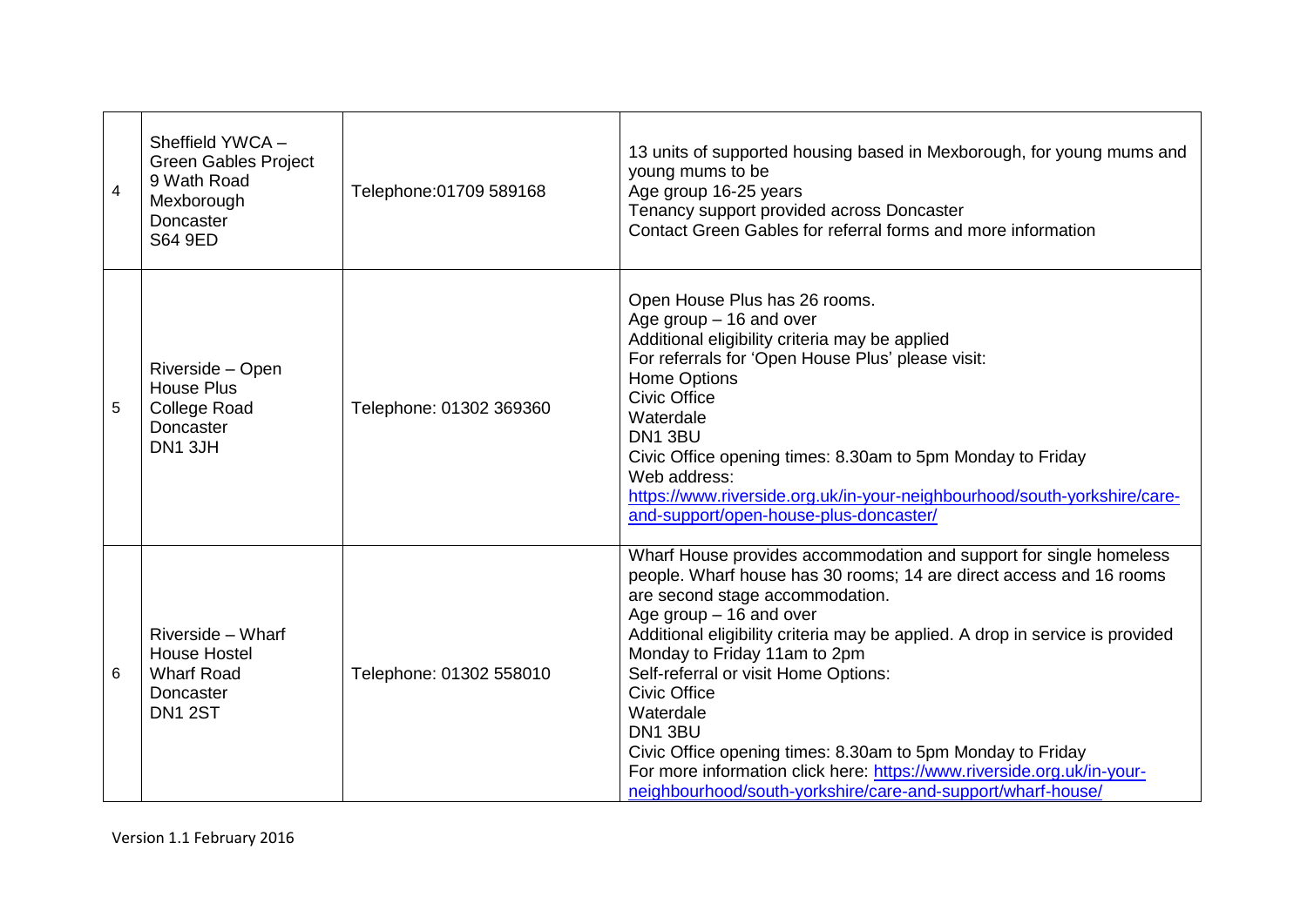| | | | |
|---|---|---|---|
| 4 | Sheffield YWCA – Green Gables Project<br>9 Wath Road<br>Mexborough<br>Doncaster<br>S64 9ED | Telephone:01709 589168 | 13 units of supported housing based in Mexborough, for young mums and young mums to be<br>Age group 16-25 years<br>Tenancy support provided across Doncaster<br>Contact Green Gables for referral forms and more information |
| 5 | Riverside – Open House Plus<br>College Road<br>Doncaster<br>DN1 3JH | Telephone: 01302 369360 | Open House Plus has 26 rooms.<br>Age group – 16 and over<br>Additional eligibility criteria may be applied<br>For referrals for 'Open House Plus' please visit:<br>Home Options<br>Civic Office<br>Waterdale<br>DN1 3BU<br>Civic Office opening times: 8.30am to 5pm Monday to Friday<br>Web address:<br>https://www.riverside.org.uk/in-your-neighbourhood/south-yorkshire/care-and-support/open-house-plus-doncaster/ |
| 6 | Riverside – Wharf House Hostel<br>Wharf Road<br>Doncaster<br>DN1 2ST | Telephone: 01302 558010 | Wharf House provides accommodation and support for single homeless people. Wharf house has 30 rooms; 14 are direct access and 16 rooms are second stage accommodation.<br>Age group – 16 and over<br>Additional eligibility criteria may be applied. A drop in service is provided Monday to Friday 11am to 2pm<br>Self-referral or visit Home Options:<br>Civic Office<br>Waterdale<br>DN1 3BU<br>Civic Office opening times: 8.30am to 5pm Monday to Friday<br>For more information click here: https://www.riverside.org.uk/in-your-neighbourhood/south-yorkshire/care-and-support/wharf-house/ |

Version 1.1 February 2016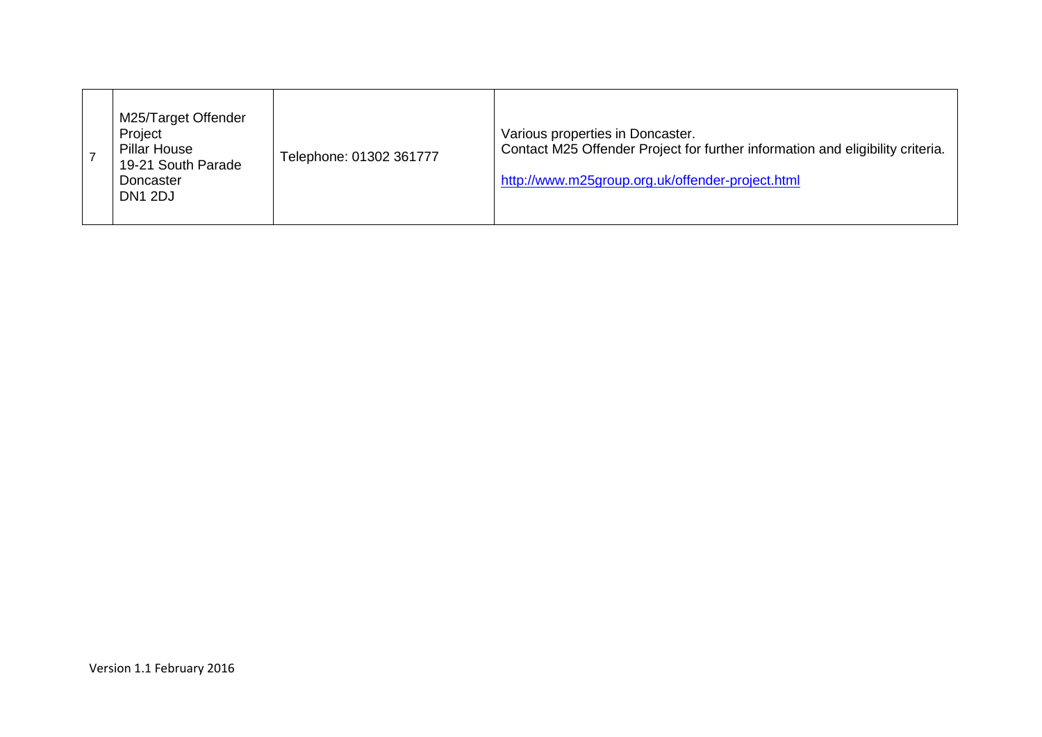| | | | |
|---|---|---|---|
| 7 | M25/Target Offender Project<br>Pillar House<br>19-21 South Parade<br>Doncaster<br>DN1 2DJ | Telephone: 01302 361777 | Various properties in Doncaster.<br>Contact M25 Offender Project for further information and eligibility criteria.<br><br>http://www.m25group.org.uk/offender-project.html |

Version 1.1 February 2016